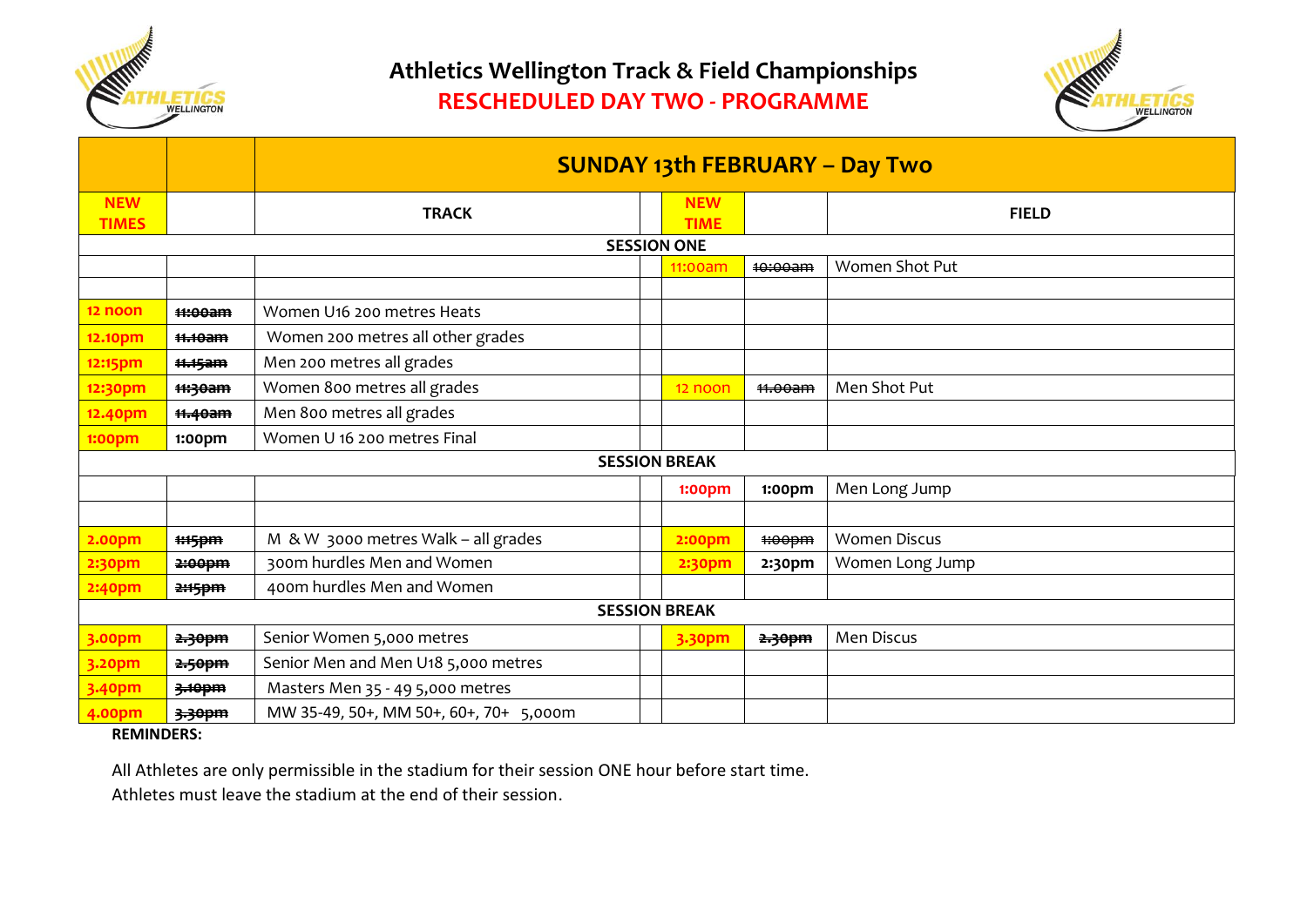# Athletics Wellington Track & Field Championships

## RESCHEDULED DAY TWO - PROGRAMME

| | | SUNDAY 13th FEBRUARY – Day Two | | | |
|---|---|---|---|---|---|
| **NEW TIMES** | | **TRACK** | **NEW TIME** | | **FIELD** |
| **SESSION ONE** | | | | | |
| | | | 11:00am | ~~10:00am~~ | Women Shot Put |
| | | | | | |
| 12 noon | ~~11:00am~~ | Women U16 200 metres Heats | | | |
| 12.10pm | ~~11.10am~~ | Women 200 metres all other grades | | | |
| 12:15pm | ~~11.15am~~ | Men 200 metres all grades | | | |
| 12:30pm | ~~11:30am~~ | Women 800 metres all grades | 12 noon | ~~11.00am~~ | Men Shot Put |
| 12.40pm | ~~11.40am~~ | Men 800 metres all grades | | | |
| 1:00pm | 1:00pm | Women U 16 200 metres Final | | | |
| **SESSION BREAK** | | | | | |
| | | | 1:00pm | 1:00pm | Men Long Jump |
| | | | | | |
| 2.00pm | ~~1:15pm~~ | M & W 3000 metres Walk – all grades | 2:00pm | ~~1:00pm~~ | Women Discus |
| 2:30pm | ~~2:00pm~~ | 300m hurdles Men and Women | 2:30pm | 2:30pm | Women Long Jump |
| 2:40pm | ~~2:15pm~~ | 400m hurdles Men and Women | | | |
| **SESSION BREAK** | | | | | |
| 3.00pm | ~~2.30pm~~ | Senior Women 5,000 metres | 3.30pm | ~~2.30pm~~ | Men Discus |
| 3.20pm | ~~2.50pm~~ | Senior Men and Men U18 5,000 metres | | | |
| 3.40pm | ~~3.10pm~~ | Masters Men 35 - 49 5,000 metres | | | |
| 4.00pm | ~~3.30pm~~ | MW 35-49, 50+, MM 50+, 60+, 70+ 5,000m | | | |

**REMINDERS:**

All Athletes are only permissible in the stadium for their session ONE hour before start time.

Athletes must leave the stadium at the end of their session.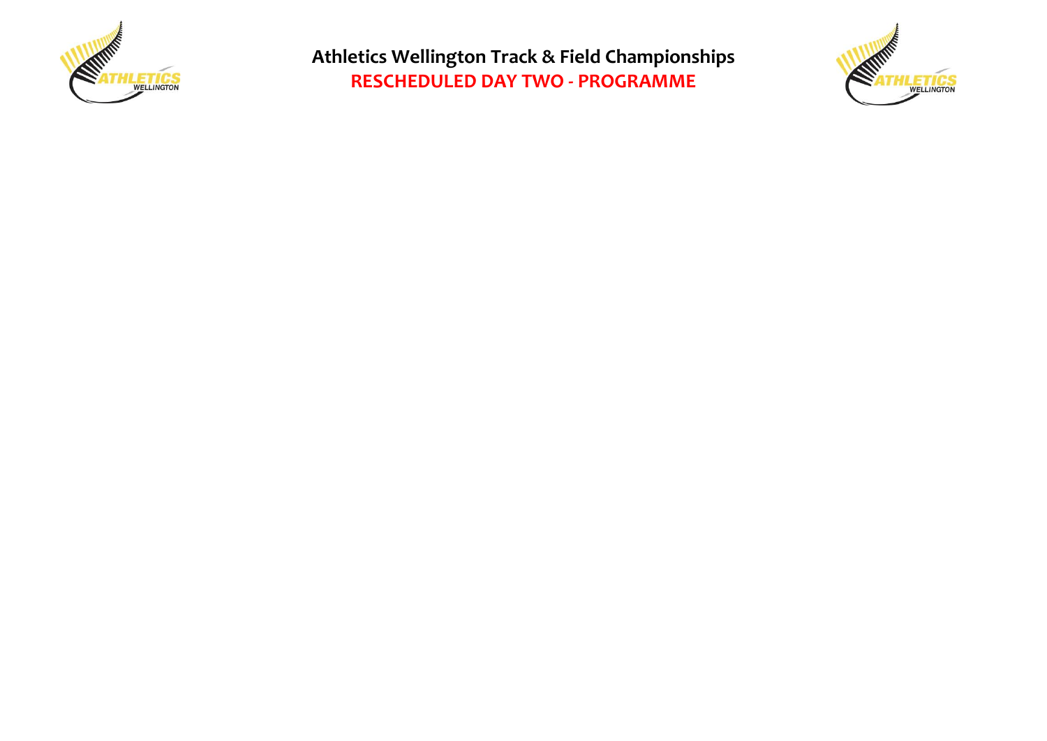# Athletics Wellington Track & Field Championships

## RESCHEDULED DAY TWO - PROGRAMME